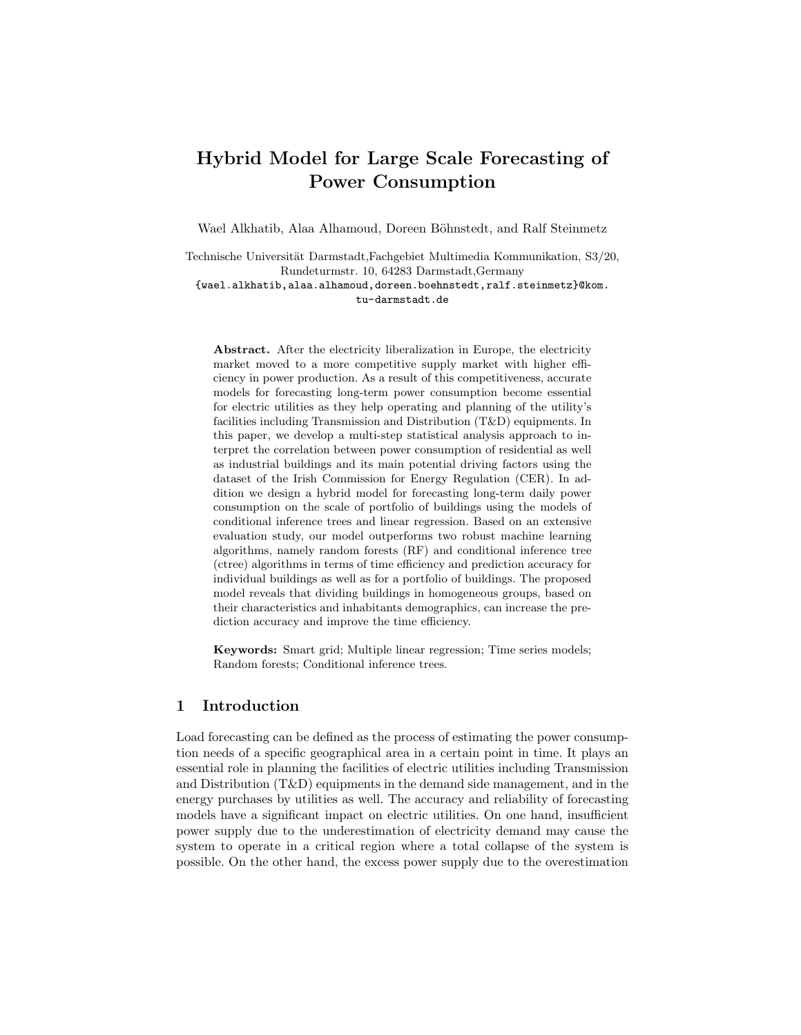# Hybrid Model for Large Scale Forecasting of Power Consumption

Wael Alkhatib, Alaa Alhamoud, Doreen Böhnstedt, and Ralf Steinmetz

Technische Universität Darmstadt,Fachgebiet Multimedia Kommunikation, S3/20, Rundeturmstr. 10, 64283 Darmstadt,Germany
{wael.alkhatib,alaa.alhamoud,doreen.boehnstedt,ralf.steinmetz}@kom.tu-darmstadt.de

**Abstract.** After the electricity liberalization in Europe, the electricity market moved to a more competitive supply market with higher efficiency in power production. As a result of this competitiveness, accurate models for forecasting long-term power consumption become essential for electric utilities as they help operating and planning of the utility's facilities including Transmission and Distribution (T&D) equipments. In this paper, we develop a multi-step statistical analysis approach to interpret the correlation between power consumption of residential as well as industrial buildings and its main potential driving factors using the dataset of the Irish Commission for Energy Regulation (CER). In addition we design a hybrid model for forecasting long-term daily power consumption on the scale of portfolio of buildings using the models of conditional inference trees and linear regression. Based on an extensive evaluation study, our model outperforms two robust machine learning algorithms, namely random forests (RF) and conditional inference tree (ctree) algorithms in terms of time efficiency and prediction accuracy for individual buildings as well as for a portfolio of buildings. The proposed model reveals that dividing buildings in homogeneous groups, based on their characteristics and inhabitants demographics, can increase the prediction accuracy and improve the time efficiency.

**Keywords:** Smart grid; Multiple linear regression; Time series models; Random forests; Conditional inference trees.

## 1 Introduction

Load forecasting can be defined as the process of estimating the power consumption needs of a specific geographical area in a certain point in time. It plays an essential role in planning the facilities of electric utilities including Transmission and Distribution (T&D) equipments in the demand side management, and in the energy purchases by utilities as well. The accuracy and reliability of forecasting models have a significant impact on electric utilities. On one hand, insufficient power supply due to the underestimation of electricity demand may cause the system to operate in a critical region where a total collapse of the system is possible. On the other hand, the excess power supply due to the overestimation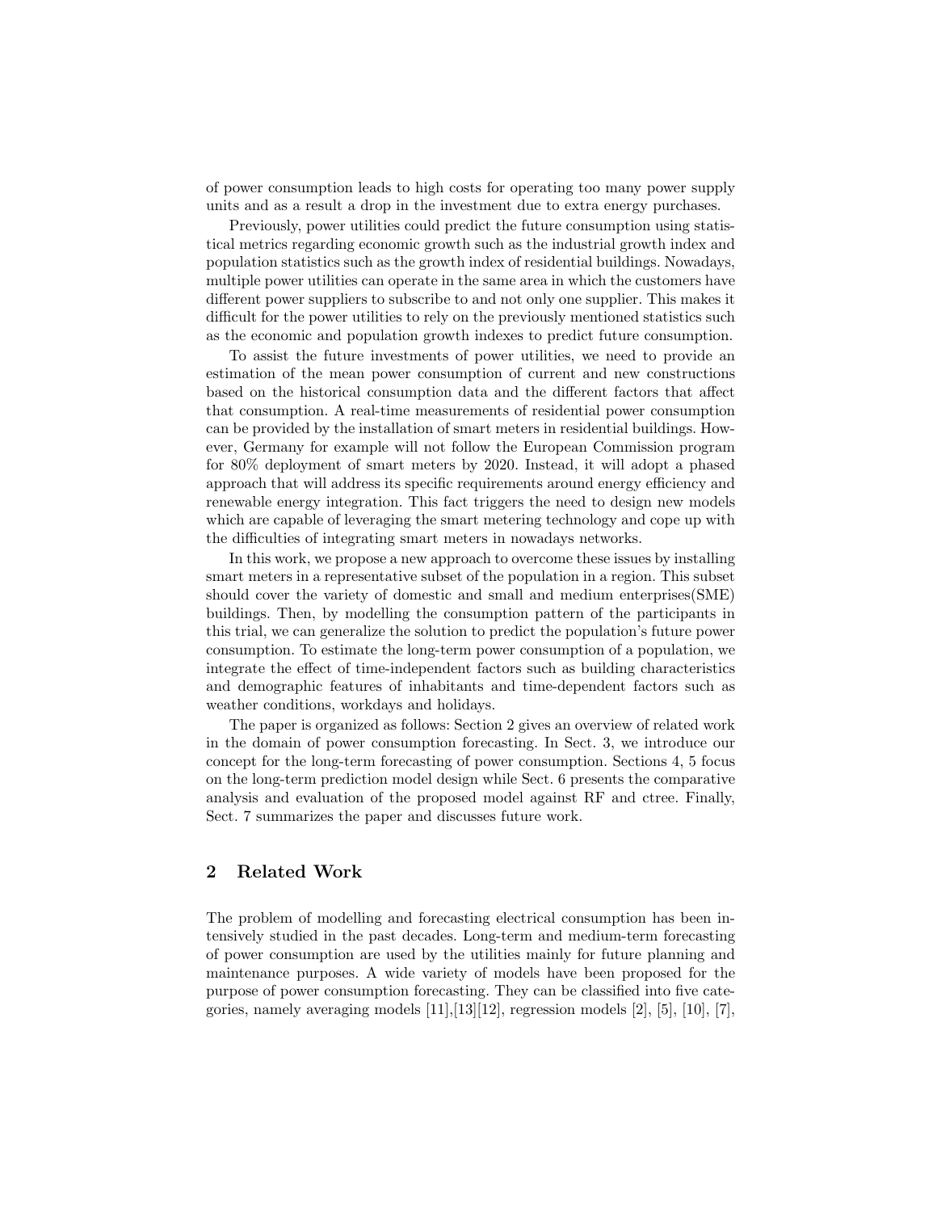of power consumption leads to high costs for operating too many power supply units and as a result a drop in the investment due to extra energy purchases.

Previously, power utilities could predict the future consumption using statistical metrics regarding economic growth such as the industrial growth index and population statistics such as the growth index of residential buildings. Nowadays, multiple power utilities can operate in the same area in which the customers have different power suppliers to subscribe to and not only one supplier. This makes it difficult for the power utilities to rely on the previously mentioned statistics such as the economic and population growth indexes to predict future consumption.

To assist the future investments of power utilities, we need to provide an estimation of the mean power consumption of current and new constructions based on the historical consumption data and the different factors that affect that consumption. A real-time measurements of residential power consumption can be provided by the installation of smart meters in residential buildings. However, Germany for example will not follow the European Commission program for 80% deployment of smart meters by 2020. Instead, it will adopt a phased approach that will address its specific requirements around energy efficiency and renewable energy integration. This fact triggers the need to design new models which are capable of leveraging the smart metering technology and cope up with the difficulties of integrating smart meters in nowadays networks.

In this work, we propose a new approach to overcome these issues by installing smart meters in a representative subset of the population in a region. This subset should cover the variety of domestic and small and medium enterprises(SME) buildings. Then, by modelling the consumption pattern of the participants in this trial, we can generalize the solution to predict the population's future power consumption. To estimate the long-term power consumption of a population, we integrate the effect of time-independent factors such as building characteristics and demographic features of inhabitants and time-dependent factors such as weather conditions, workdays and holidays.

The paper is organized as follows: Section 2 gives an overview of related work in the domain of power consumption forecasting. In Sect. 3, we introduce our concept for the long-term forecasting of power consumption. Sections 4, 5 focus on the long-term prediction model design while Sect. 6 presents the comparative analysis and evaluation of the proposed model against RF and ctree. Finally, Sect. 7 summarizes the paper and discusses future work.

## 2 Related Work

The problem of modelling and forecasting electrical consumption has been intensively studied in the past decades. Long-term and medium-term forecasting of power consumption are used by the utilities mainly for future planning and maintenance purposes. A wide variety of models have been proposed for the purpose of power consumption forecasting. They can be classified into five categories, namely averaging models [11],[13][12], regression models [2], [5], [10], [7],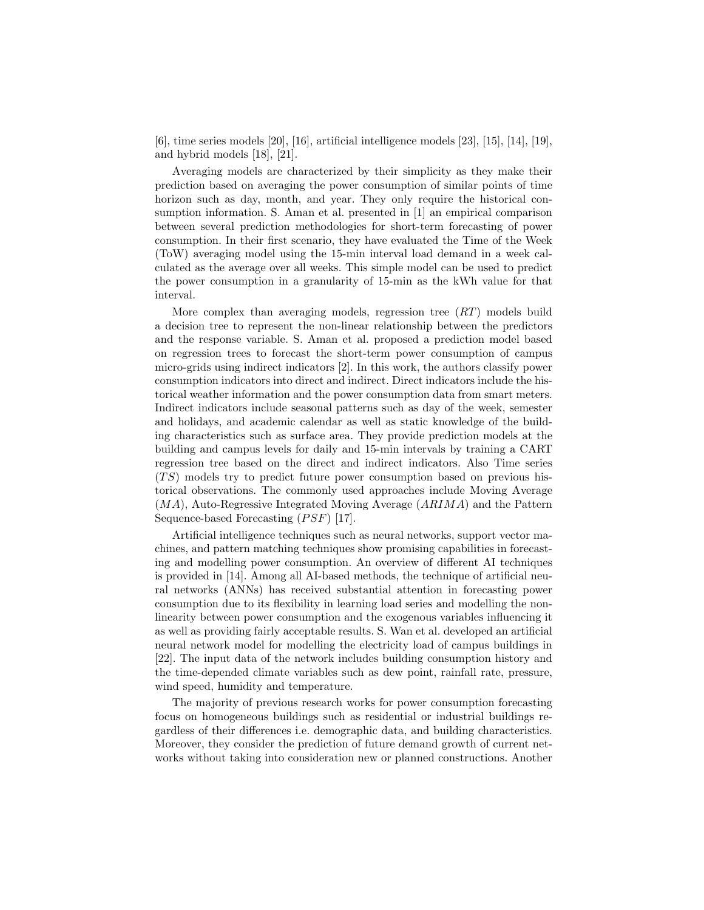[6], time series models [20], [16], artificial intelligence models [23], [15], [14], [19], and hybrid models [18], [21].

Averaging models are characterized by their simplicity as they make their prediction based on averaging the power consumption of similar points of time horizon such as day, month, and year. They only require the historical consumption information. S. Aman et al. presented in [1] an empirical comparison between several prediction methodologies for short-term forecasting of power consumption. In their first scenario, they have evaluated the Time of the Week (ToW) averaging model using the 15-min interval load demand in a week calculated as the average over all weeks. This simple model can be used to predict the power consumption in a granularity of 15-min as the kWh value for that interval.

More complex than averaging models, regression tree ($RT$) models build a decision tree to represent the non-linear relationship between the predictors and the response variable. S. Aman et al. proposed a prediction model based on regression trees to forecast the short-term power consumption of campus micro-grids using indirect indicators [2]. In this work, the authors classify power consumption indicators into direct and indirect. Direct indicators include the historical weather information and the power consumption data from smart meters. Indirect indicators include seasonal patterns such as day of the week, semester and holidays, and academic calendar as well as static knowledge of the building characteristics such as surface area. They provide prediction models at the building and campus levels for daily and 15-min intervals by training a CART regression tree based on the direct and indirect indicators. Also Time series ($TS$) models try to predict future power consumption based on previous historical observations. The commonly used approaches include Moving Average ($MA$), Auto-Regressive Integrated Moving Average ($ARIMA$) and the Pattern Sequence-based Forecasting ($PSF$) [17].

Artificial intelligence techniques such as neural networks, support vector machines, and pattern matching techniques show promising capabilities in forecasting and modelling power consumption. An overview of different AI techniques is provided in [14]. Among all AI-based methods, the technique of artificial neural networks (ANNs) has received substantial attention in forecasting power consumption due to its flexibility in learning load series and modelling the nonlinearity between power consumption and the exogenous variables influencing it as well as providing fairly acceptable results. S. Wan et al. developed an artificial neural network model for modelling the electricity load of campus buildings in [22]. The input data of the network includes building consumption history and the time-depended climate variables such as dew point, rainfall rate, pressure, wind speed, humidity and temperature.

The majority of previous research works for power consumption forecasting focus on homogeneous buildings such as residential or industrial buildings regardless of their differences i.e. demographic data, and building characteristics. Moreover, they consider the prediction of future demand growth of current networks without taking into consideration new or planned constructions. Another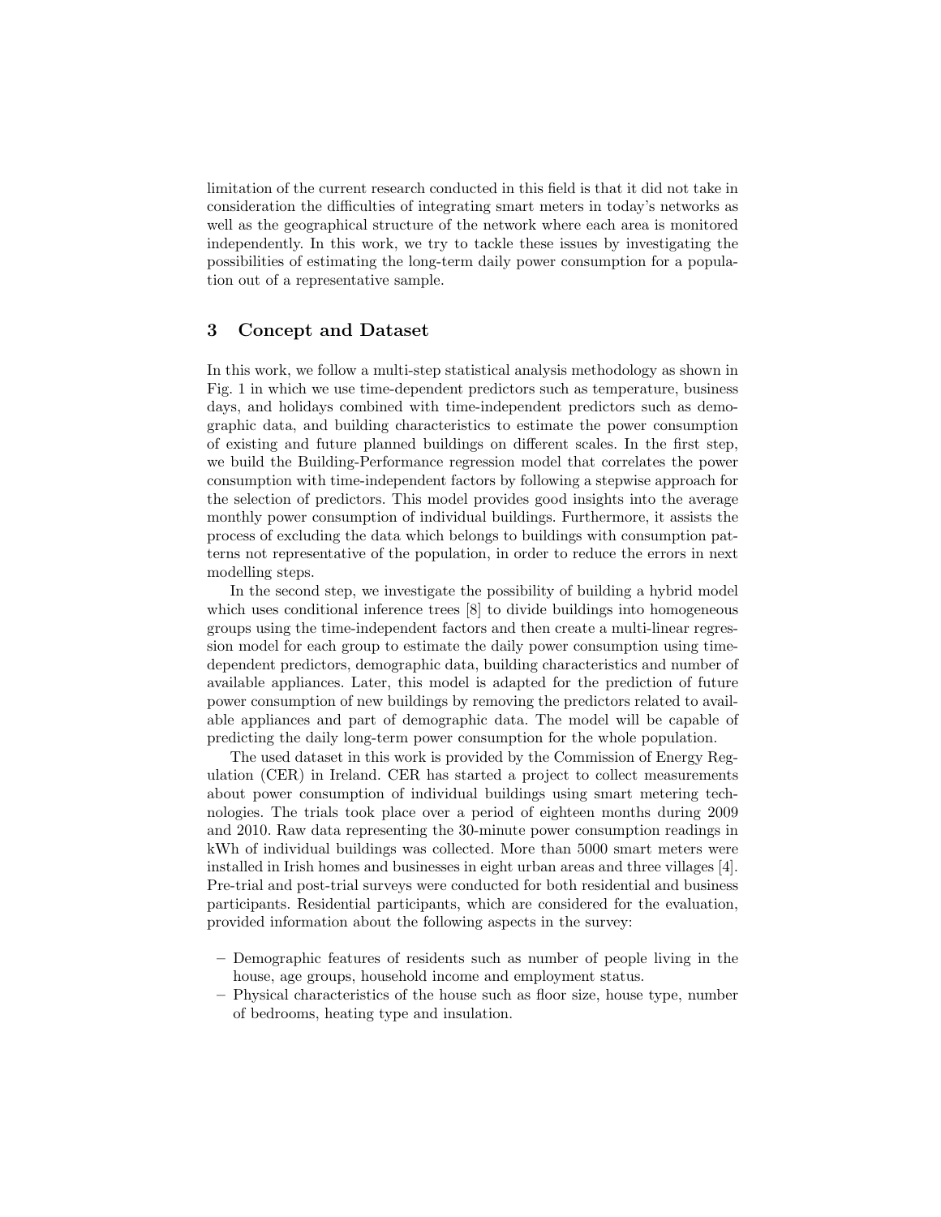limitation of the current research conducted in this field is that it did not take in consideration the difficulties of integrating smart meters in today's networks as well as the geographical structure of the network where each area is monitored independently. In this work, we try to tackle these issues by investigating the possibilities of estimating the long-term daily power consumption for a population out of a representative sample.

## 3 Concept and Dataset

In this work, we follow a multi-step statistical analysis methodology as shown in Fig. 1 in which we use time-dependent predictors such as temperature, business days, and holidays combined with time-independent predictors such as demographic data, and building characteristics to estimate the power consumption of existing and future planned buildings on different scales. In the first step, we build the Building-Performance regression model that correlates the power consumption with time-independent factors by following a stepwise approach for the selection of predictors. This model provides good insights into the average monthly power consumption of individual buildings. Furthermore, it assists the process of excluding the data which belongs to buildings with consumption patterns not representative of the population, in order to reduce the errors in next modelling steps.

In the second step, we investigate the possibility of building a hybrid model which uses conditional inference trees [8] to divide buildings into homogeneous groups using the time-independent factors and then create a multi-linear regression model for each group to estimate the daily power consumption using time-dependent predictors, demographic data, building characteristics and number of available appliances. Later, this model is adapted for the prediction of future power consumption of new buildings by removing the predictors related to available appliances and part of demographic data. The model will be capable of predicting the daily long-term power consumption for the whole population.

The used dataset in this work is provided by the Commission of Energy Regulation (CER) in Ireland. CER has started a project to collect measurements about power consumption of individual buildings using smart metering technologies. The trials took place over a period of eighteen months during 2009 and 2010. Raw data representing the 30-minute power consumption readings in kWh of individual buildings was collected. More than 5000 smart meters were installed in Irish homes and businesses in eight urban areas and three villages [4]. Pre-trial and post-trial surveys were conducted for both residential and business participants. Residential participants, which are considered for the evaluation, provided information about the following aspects in the survey:

- Demographic features of residents such as number of people living in the house, age groups, household income and employment status.
- Physical characteristics of the house such as floor size, house type, number of bedrooms, heating type and insulation.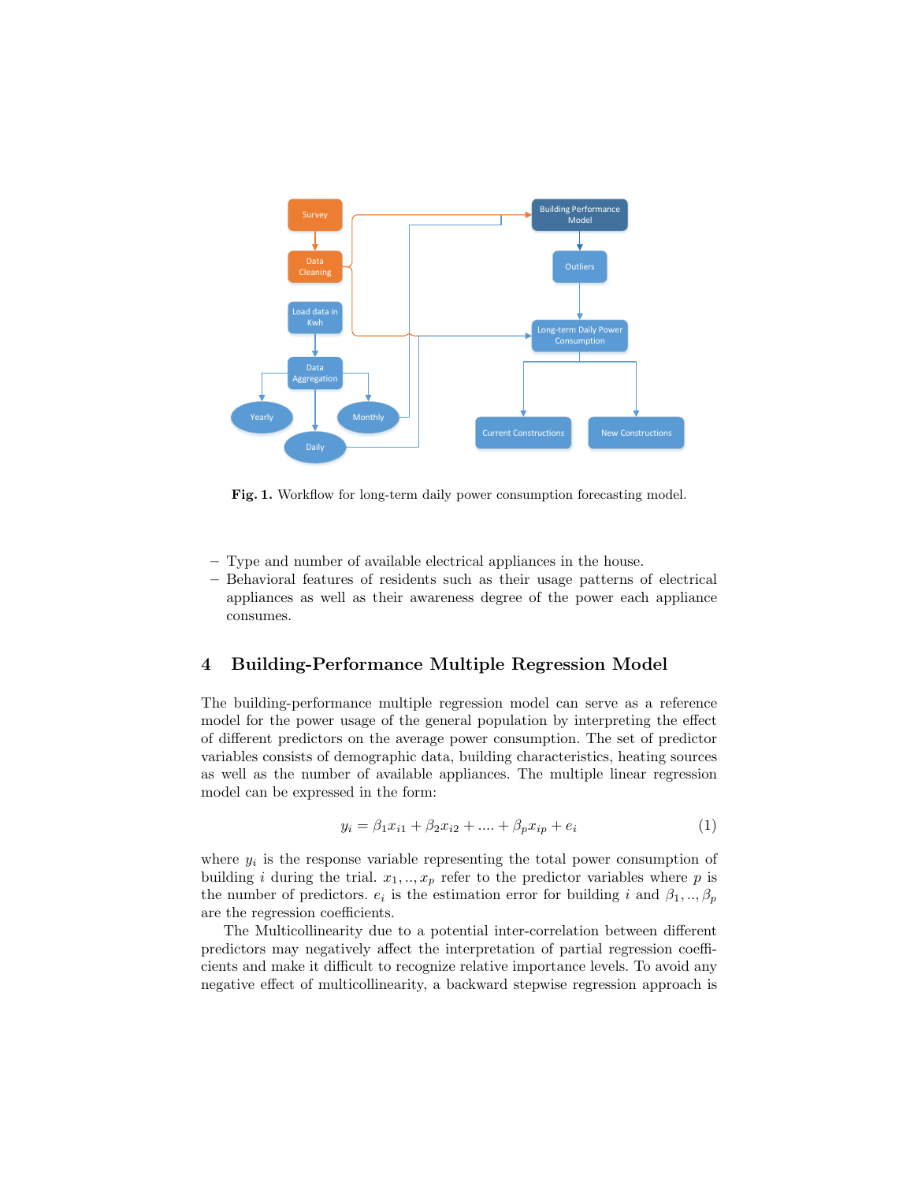**Fig. 1.** Workflow for long-term daily power consumption forecasting model.

- Type and number of available electrical appliances in the house.
- Behavioral features of residents such as their usage patterns of electrical appliances as well as their awareness degree of the power each appliance consumes.

## 4 Building-Performance Multiple Regression Model

The building-performance multiple regression model can serve as a reference model for the power usage of the general population by interpreting the effect of different predictors on the average power consumption. The set of predictor variables consists of demographic data, building characteristics, heating sources as well as the number of available appliances. The multiple linear regression model can be expressed in the form:

$$y_i = \beta_1 x_{i1} + \beta_2 x_{i2} + .... + \beta_p x_{ip} + e_i \tag{1}$$

where $y_i$ is the response variable representing the total power consumption of building $i$ during the trial. $x_1, .., x_p$ refer to the predictor variables where $p$ is the number of predictors. $e_i$ is the estimation error for building $i$ and $\beta_1, .., \beta_p$ are the regression coefficients.

The Multicollinearity due to a potential inter-correlation between different predictors may negatively affect the interpretation of partial regression coefficients and make it difficult to recognize relative importance levels. To avoid any negative effect of multicollinearity, a backward stepwise regression approach is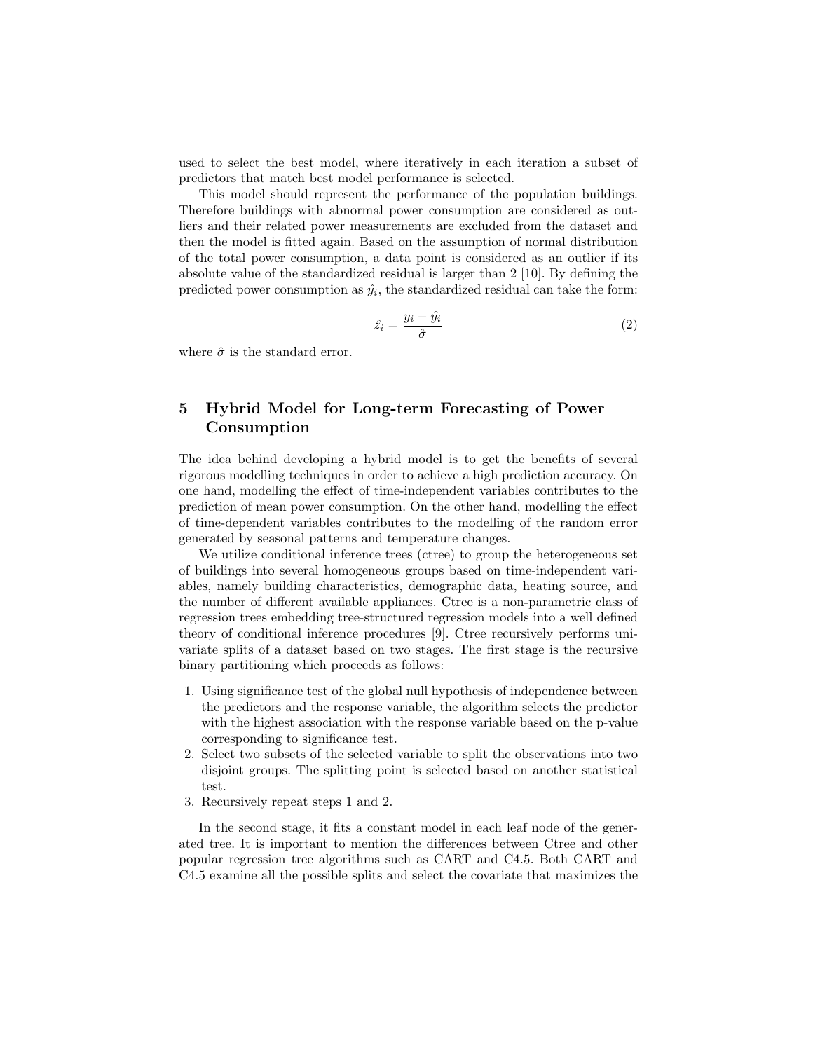used to select the best model, where iteratively in each iteration a subset of predictors that match best model performance is selected.

This model should represent the performance of the population buildings. Therefore buildings with abnormal power consumption are considered as outliers and their related power measurements are excluded from the dataset and then the model is fitted again. Based on the assumption of normal distribution of the total power consumption, a data point is considered as an outlier if its absolute value of the standardized residual is larger than 2 [10]. By defining the predicted power consumption as $\hat{y_i}$, the standardized residual can take the form:

$$\hat{z_i} = \frac{y_i - \hat{y_i}}{\hat{\sigma}} \tag{2}$$

where $\hat{\sigma}$ is the standard error.

## 5 Hybrid Model for Long-term Forecasting of Power Consumption

The idea behind developing a hybrid model is to get the benefits of several rigorous modelling techniques in order to achieve a high prediction accuracy. On one hand, modelling the effect of time-independent variables contributes to the prediction of mean power consumption. On the other hand, modelling the effect of time-dependent variables contributes to the modelling of the random error generated by seasonal patterns and temperature changes.

We utilize conditional inference trees (ctree) to group the heterogeneous set of buildings into several homogeneous groups based on time-independent variables, namely building characteristics, demographic data, heating source, and the number of different available appliances. Ctree is a non-parametric class of regression trees embedding tree-structured regression models into a well defined theory of conditional inference procedures [9]. Ctree recursively performs univariate splits of a dataset based on two stages. The first stage is the recursive binary partitioning which proceeds as follows:

1. Using significance test of the global null hypothesis of independence between the predictors and the response variable, the algorithm selects the predictor with the highest association with the response variable based on the p-value corresponding to significance test.
2. Select two subsets of the selected variable to split the observations into two disjoint groups. The splitting point is selected based on another statistical test.
3. Recursively repeat steps 1 and 2.

In the second stage, it fits a constant model in each leaf node of the generated tree. It is important to mention the differences between Ctree and other popular regression tree algorithms such as CART and C4.5. Both CART and C4.5 examine all the possible splits and select the covariate that maximizes the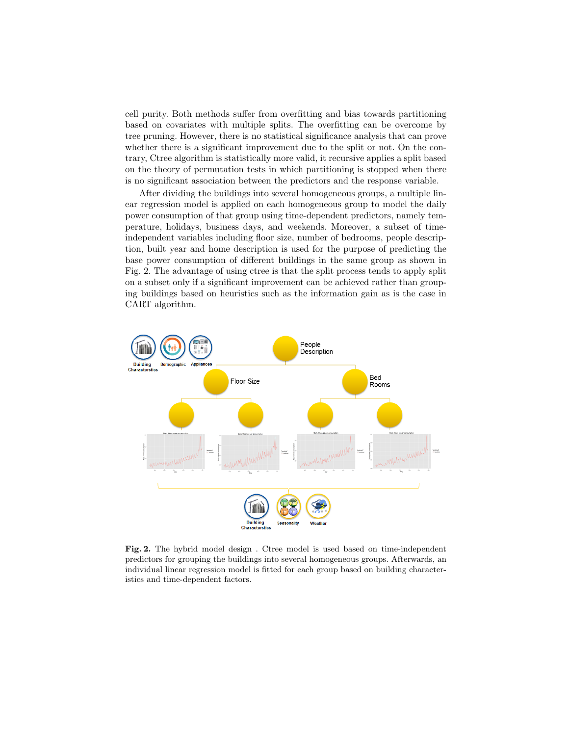cell purity. Both methods suffer from overfitting and bias towards partitioning based on covariates with multiple splits. The overfitting can be overcome by tree pruning. However, there is no statistical significance analysis that can prove whether there is a significant improvement due to the split or not. On the contrary, Ctree algorithm is statistically more valid, it recursive applies a split based on the theory of permutation tests in which partitioning is stopped when there is no significant association between the predictors and the response variable.

After dividing the buildings into several homogeneous groups, a multiple linear regression model is applied on each homogeneous group to model the daily power consumption of that group using time-dependent predictors, namely temperature, holidays, business days, and weekends. Moreover, a subset of time-independent variables including floor size, number of bedrooms, people description, built year and home description is used for the purpose of predicting the base power consumption of different buildings in the same group as shown in Fig. 2. The advantage of using ctree is that the split process tends to apply split on a subset only if a significant improvement can be achieved rather than grouping buildings based on heuristics such as the information gain as is the case in CART algorithm.

**Fig. 2.** The hybrid model design . Ctree model is used based on time-independent predictors for grouping the buildings into several homogeneous groups. Afterwards, an individual linear regression model is fitted for each group based on building characteristics and time-dependent factors.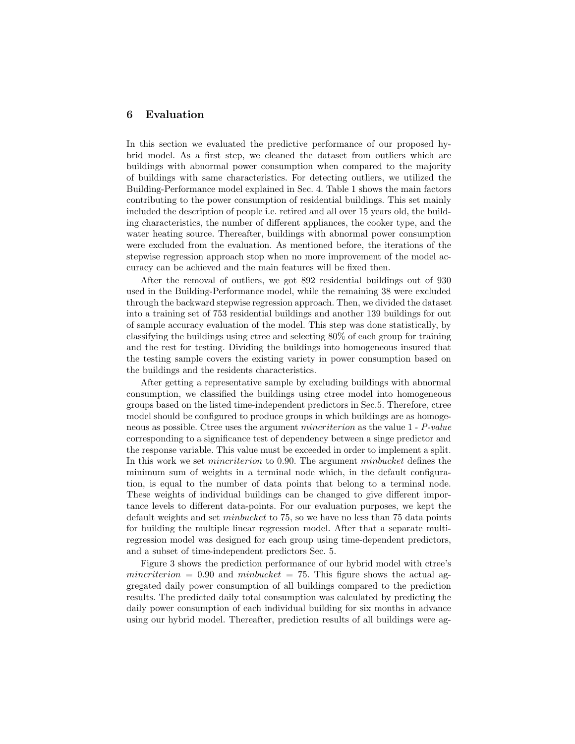## 6 Evaluation

In this section we evaluated the predictive performance of our proposed hybrid model. As a first step, we cleaned the dataset from outliers which are buildings with abnormal power consumption when compared to the majority of buildings with same characteristics. For detecting outliers, we utilized the Building-Performance model explained in Sec. 4. Table 1 shows the main factors contributing to the power consumption of residential buildings. This set mainly included the description of people i.e. retired and all over 15 years old, the building characteristics, the number of different appliances, the cooker type, and the water heating source. Thereafter, buildings with abnormal power consumption were excluded from the evaluation. As mentioned before, the iterations of the stepwise regression approach stop when no more improvement of the model accuracy can be achieved and the main features will be fixed then.

After the removal of outliers, we got 892 residential buildings out of 930 used in the Building-Performance model, while the remaining 38 were excluded through the backward stepwise regression approach. Then, we divided the dataset into a training set of 753 residential buildings and another 139 buildings for out of sample accuracy evaluation of the model. This step was done statistically, by classifying the buildings using ctree and selecting 80% of each group for training and the rest for testing. Dividing the buildings into homogeneous insured that the testing sample covers the existing variety in power consumption based on the buildings and the residents characteristics.

After getting a representative sample by excluding buildings with abnormal consumption, we classified the buildings using ctree model into homogeneous groups based on the listed time-independent predictors in Sec.5. Therefore, ctree model should be configured to produce groups in which buildings are as homogeneous as possible. Ctree uses the argument *mincriterion* as the value 1 - *P-value* corresponding to a significance test of dependency between a singe predictor and the response variable. This value must be exceeded in order to implement a split. In this work we set *mincriterion* to 0.90. The argument *minbucket* defines the minimum sum of weights in a terminal node which, in the default configuration, is equal to the number of data points that belong to a terminal node. These weights of individual buildings can be changed to give different importance levels to different data-points. For our evaluation purposes, we kept the default weights and set *minbucket* to 75, so we have no less than 75 data points for building the multiple linear regression model. After that a separate multi-regression model was designed for each group using time-dependent predictors, and a subset of time-independent predictors Sec. 5.

Figure 3 shows the prediction performance of our hybrid model with ctree's *mincriterion* = 0.90 and *minbucket* = 75. This figure shows the actual aggregated daily power consumption of all buildings compared to the prediction results. The predicted daily total consumption was calculated by predicting the daily power consumption of each individual building for six months in advance using our hybrid model. Thereafter, prediction results of all buildings were ag-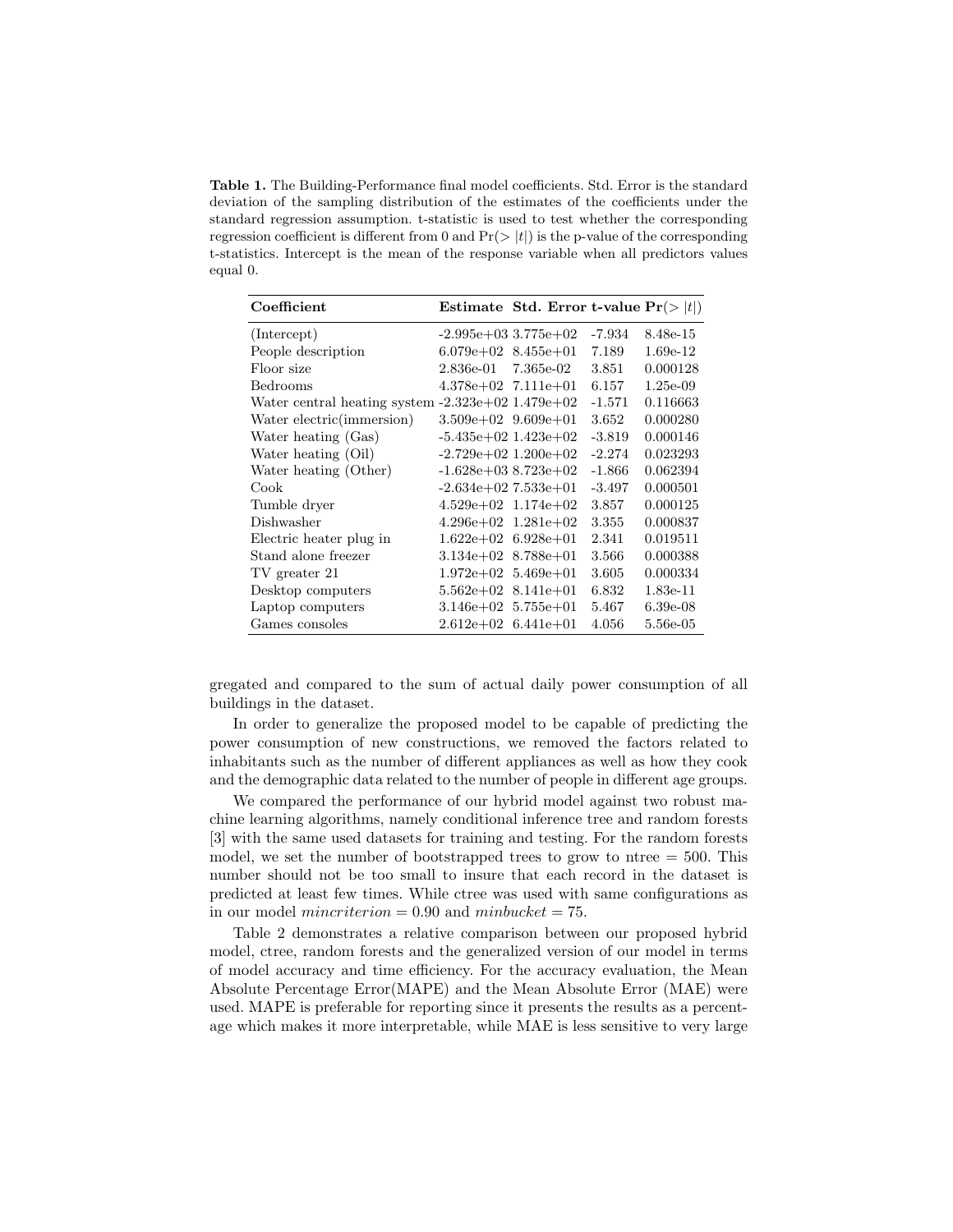**Table 1.** The Building-Performance final model coefficients. Std. Error is the standard deviation of the sampling distribution of the estimates of the coefficients under the standard regression assumption. t-statistic is used to test whether the corresponding regression coefficient is different from 0 and $\Pr(>|t|)$ is the p-value of the corresponding t-statistics. Intercept is the mean of the response variable when all predictors values equal 0.

| **Coefficient** | **Estimate** | **Std. Error** | **t-value** | $\mathbf{Pr}(>\|t\|)$ |
|---|---|---|---|---|
| (Intercept) | -2.995e+03 | 3.775e+02 | -7.934 | 8.48e-15 |
| People description | 6.079e+02 | 8.455e+01 | 7.189 | 1.69e-12 |
| Floor size | 2.836e-01 | 7.365e-02 | 3.851 | 0.000128 |
| Bedrooms | 4.378e+02 | 7.111e+01 | 6.157 | 1.25e-09 |
| Water central heating system | -2.323e+02 | 1.479e+02 | -1.571 | 0.116663 |
| Water electric(immersion) | 3.509e+02 | 9.609e+01 | 3.652 | 0.000280 |
| Water heating (Gas) | -5.435e+02 | 1.423e+02 | -3.819 | 0.000146 |
| Water heating (Oil) | -2.729e+02 | 1.200e+02 | -2.274 | 0.023293 |
| Water heating (Other) | -1.628e+03 | 8.723e+02 | -1.866 | 0.062394 |
| Cook | -2.634e+02 | 7.533e+01 | -3.497 | 0.000501 |
| Tumble dryer | 4.529e+02 | 1.174e+02 | 3.857 | 0.000125 |
| Dishwasher | 4.296e+02 | 1.281e+02 | 3.355 | 0.000837 |
| Electric heater plug in | 1.622e+02 | 6.928e+01 | 2.341 | 0.019511 |
| Stand alone freezer | 3.134e+02 | 8.788e+01 | 3.566 | 0.000388 |
| TV greater 21 | 1.972e+02 | 5.469e+01 | 3.605 | 0.000334 |
| Desktop computers | 5.562e+02 | 8.141e+01 | 6.832 | 1.83e-11 |
| Laptop computers | 3.146e+02 | 5.755e+01 | 5.467 | 6.39e-08 |
| Games consoles | 2.612e+02 | 6.441e+01 | 4.056 | 5.56e-05 |

gregated and compared to the sum of actual daily power consumption of all buildings in the dataset.

In order to generalize the proposed model to be capable of predicting the power consumption of new constructions, we removed the factors related to inhabitants such as the number of different appliances as well as how they cook and the demographic data related to the number of people in different age groups.

We compared the performance of our hybrid model against two robust machine learning algorithms, namely conditional inference tree and random forests [3] with the same used datasets for training and testing. For the random forests model, we set the number of bootstrapped trees to grow to ntree = 500. This number should not be too small to insure that each record in the dataset is predicted at least few times. While ctree was used with same configurations as in our model $mincriterion = 0.90$ and $minbucket = 75$.

Table 2 demonstrates a relative comparison between our proposed hybrid model, ctree, random forests and the generalized version of our model in terms of model accuracy and time efficiency. For the accuracy evaluation, the Mean Absolute Percentage Error(MAPE) and the Mean Absolute Error (MAE) were used. MAPE is preferable for reporting since it presents the results as a percentage which makes it more interpretable, while MAE is less sensitive to very large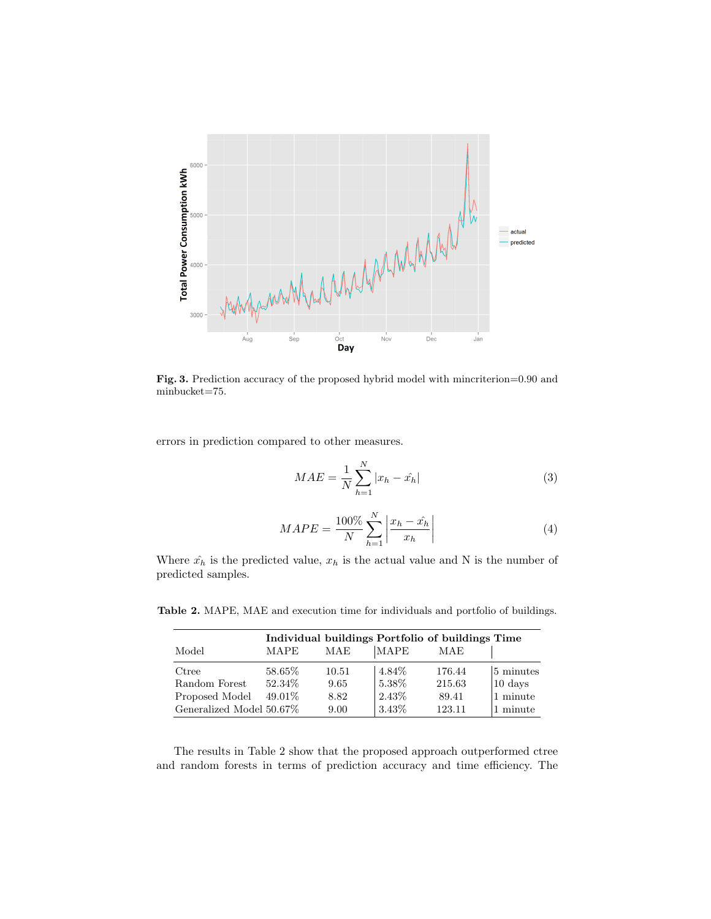**Fig. 3.** Prediction accuracy of the proposed hybrid model with mincriterion=0.90 and minbucket=75.

errors in prediction compared to other measures.

$$MAE = \frac{1}{N}\sum_{h=1}^{N} |x_h - \hat{x_h}| \tag{3}$$

$$MAPE = \frac{100\%}{N}\sum_{h=1}^{N} \left| \frac{x_h - \hat{x_h}}{x_h} \right| \tag{4}$$

Where $\hat{x_h}$ is the predicted value, $x_h$ is the actual value and N is the number of predicted samples.

**Table 2.** MAPE, MAE and execution time for individuals and portfolio of buildings.

| | **Individual buildings** | | **Portfolio of buildings** | | **Time** |
|---|---|---|---|---|---|
| Model | MAPE | MAE | MAPE | MAE | |
| Ctree | 58.65% | 10.51 | 4.84% | 176.44 | 5 minutes |
| Random Forest | 52.34% | 9.65 | 5.38% | 215.63 | 10 days |
| Proposed Model | 49.01% | 8.82 | 2.43% | 89.41 | 1 minute |
| Generalized Model | 50.67% | 9.00 | 3.43% | 123.11 | 1 minute |

The results in Table 2 show that the proposed approach outperformed ctree and random forests in terms of prediction accuracy and time efficiency. The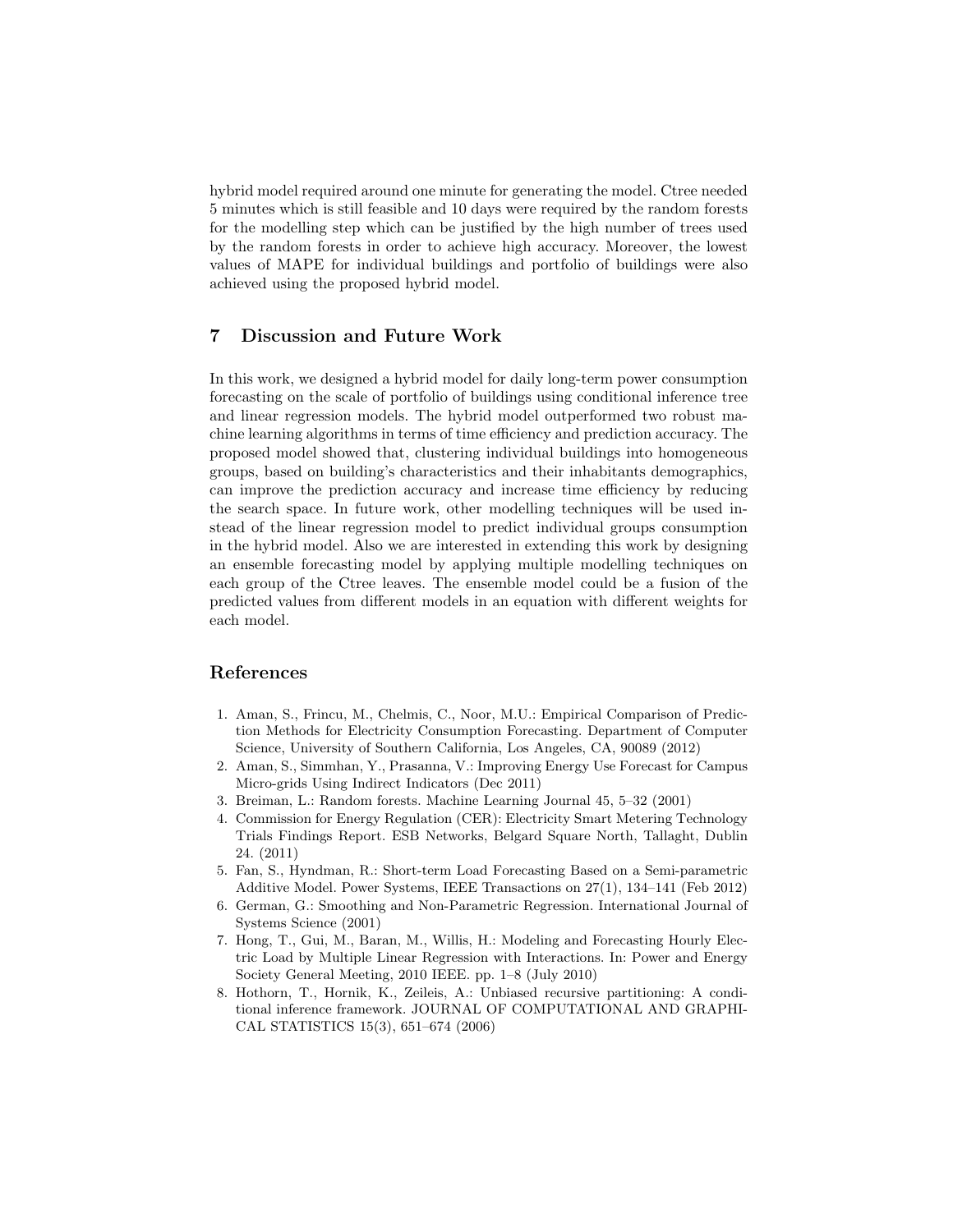hybrid model required around one minute for generating the model. Ctree needed 5 minutes which is still feasible and 10 days were required by the random forests for the modelling step which can be justified by the high number of trees used by the random forests in order to achieve high accuracy. Moreover, the lowest values of MAPE for individual buildings and portfolio of buildings were also achieved using the proposed hybrid model.

## 7 Discussion and Future Work

In this work, we designed a hybrid model for daily long-term power consumption forecasting on the scale of portfolio of buildings using conditional inference tree and linear regression models. The hybrid model outperformed two robust machine learning algorithms in terms of time efficiency and prediction accuracy. The proposed model showed that, clustering individual buildings into homogeneous groups, based on building's characteristics and their inhabitants demographics, can improve the prediction accuracy and increase time efficiency by reducing the search space. In future work, other modelling techniques will be used instead of the linear regression model to predict individual groups consumption in the hybrid model. Also we are interested in extending this work by designing an ensemble forecasting model by applying multiple modelling techniques on each group of the Ctree leaves. The ensemble model could be a fusion of the predicted values from different models in an equation with different weights for each model.

## References

1. Aman, S., Frincu, M., Chelmis, C., Noor, M.U.: Empirical Comparison of Prediction Methods for Electricity Consumption Forecasting. Department of Computer Science, University of Southern California, Los Angeles, CA, 90089 (2012)
2. Aman, S., Simmhan, Y., Prasanna, V.: Improving Energy Use Forecast for Campus Micro-grids Using Indirect Indicators (Dec 2011)
3. Breiman, L.: Random forests. Machine Learning Journal 45, 5–32 (2001)
4. Commission for Energy Regulation (CER): Electricity Smart Metering Technology Trials Findings Report. ESB Networks, Belgard Square North, Tallaght, Dublin 24. (2011)
5. Fan, S., Hyndman, R.: Short-term Load Forecasting Based on a Semi-parametric Additive Model. Power Systems, IEEE Transactions on 27(1), 134–141 (Feb 2012)
6. German, G.: Smoothing and Non-Parametric Regression. International Journal of Systems Science (2001)
7. Hong, T., Gui, M., Baran, M., Willis, H.: Modeling and Forecasting Hourly Electric Load by Multiple Linear Regression with Interactions. In: Power and Energy Society General Meeting, 2010 IEEE. pp. 1–8 (July 2010)
8. Hothorn, T., Hornik, K., Zeileis, A.: Unbiased recursive partitioning: A conditional inference framework. JOURNAL OF COMPUTATIONAL AND GRAPHICAL STATISTICS 15(3), 651–674 (2006)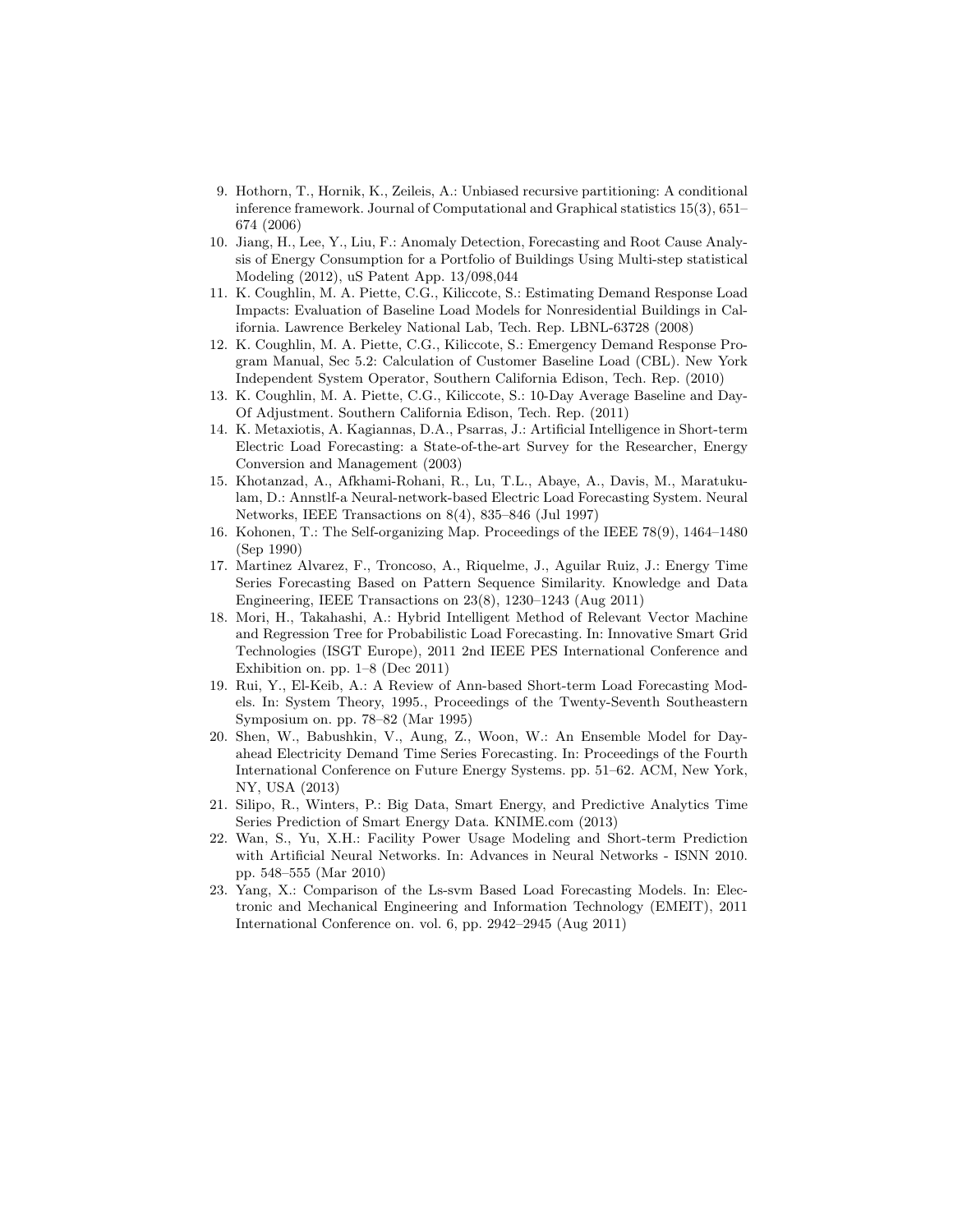9. Hothorn, T., Hornik, K., Zeileis, A.: Unbiased recursive partitioning: A conditional inference framework. Journal of Computational and Graphical statistics 15(3), 651–674 (2006)
10. Jiang, H., Lee, Y., Liu, F.: Anomaly Detection, Forecasting and Root Cause Analysis of Energy Consumption for a Portfolio of Buildings Using Multi-step statistical Modeling (2012), uS Patent App. 13/098,044
11. K. Coughlin, M. A. Piette, C.G., Kiliccote, S.: Estimating Demand Response Load Impacts: Evaluation of Baseline Load Models for Nonresidential Buildings in California. Lawrence Berkeley National Lab, Tech. Rep. LBNL-63728 (2008)
12. K. Coughlin, M. A. Piette, C.G., Kiliccote, S.: Emergency Demand Response Program Manual, Sec 5.2: Calculation of Customer Baseline Load (CBL). New York Independent System Operator, Southern California Edison, Tech. Rep. (2010)
13. K. Coughlin, M. A. Piette, C.G., Kiliccote, S.: 10-Day Average Baseline and Day-Of Adjustment. Southern California Edison, Tech. Rep. (2011)
14. K. Metaxiotis, A. Kagiannas, D.A., Psarras, J.: Artificial Intelligence in Short-term Electric Load Forecasting: a State-of-the-art Survey for the Researcher, Energy Conversion and Management (2003)
15. Khotanzad, A., Afkhami-Rohani, R., Lu, T.L., Abaye, A., Davis, M., Maratukulam, D.: Annstlf-a Neural-network-based Electric Load Forecasting System. Neural Networks, IEEE Transactions on 8(4), 835–846 (Jul 1997)
16. Kohonen, T.: The Self-organizing Map. Proceedings of the IEEE 78(9), 1464–1480 (Sep 1990)
17. Martinez Alvarez, F., Troncoso, A., Riquelme, J., Aguilar Ruiz, J.: Energy Time Series Forecasting Based on Pattern Sequence Similarity. Knowledge and Data Engineering, IEEE Transactions on 23(8), 1230–1243 (Aug 2011)
18. Mori, H., Takahashi, A.: Hybrid Intelligent Method of Relevant Vector Machine and Regression Tree for Probabilistic Load Forecasting. In: Innovative Smart Grid Technologies (ISGT Europe), 2011 2nd IEEE PES International Conference and Exhibition on. pp. 1–8 (Dec 2011)
19. Rui, Y., El-Keib, A.: A Review of Ann-based Short-term Load Forecasting Models. In: System Theory, 1995., Proceedings of the Twenty-Seventh Southeastern Symposium on. pp. 78–82 (Mar 1995)
20. Shen, W., Babushkin, V., Aung, Z., Woon, W.: An Ensemble Model for Day-ahead Electricity Demand Time Series Forecasting. In: Proceedings of the Fourth International Conference on Future Energy Systems. pp. 51–62. ACM, New York, NY, USA (2013)
21. Silipo, R., Winters, P.: Big Data, Smart Energy, and Predictive Analytics Time Series Prediction of Smart Energy Data. KNIME.com (2013)
22. Wan, S., Yu, X.H.: Facility Power Usage Modeling and Short-term Prediction with Artificial Neural Networks. In: Advances in Neural Networks - ISNN 2010. pp. 548–555 (Mar 2010)
23. Yang, X.: Comparison of the Ls-svm Based Load Forecasting Models. In: Electronic and Mechanical Engineering and Information Technology (EMEIT), 2011 International Conference on. vol. 6, pp. 2942–2945 (Aug 2011)